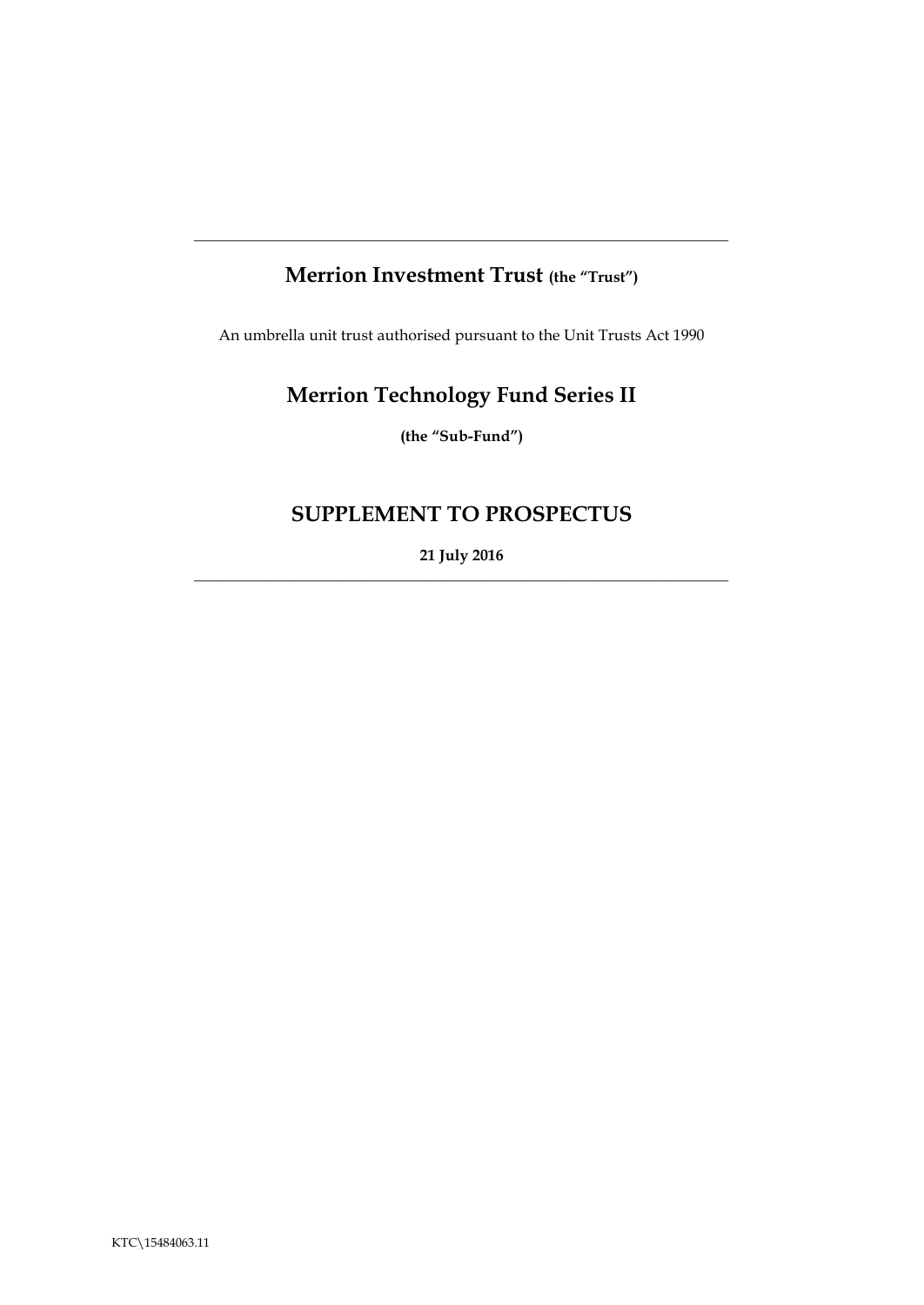# Merrion Investment Trust **(the "Trust")**

An umbrella unit trust authorised pursuant to the Unit Trusts Act 1990

# Merrion Technology Fund Series II

**(the "Sub-Fund")**

# SUPPLEMENT TO PROSPECTUS

**21 July 2016**

KTC\15484063.11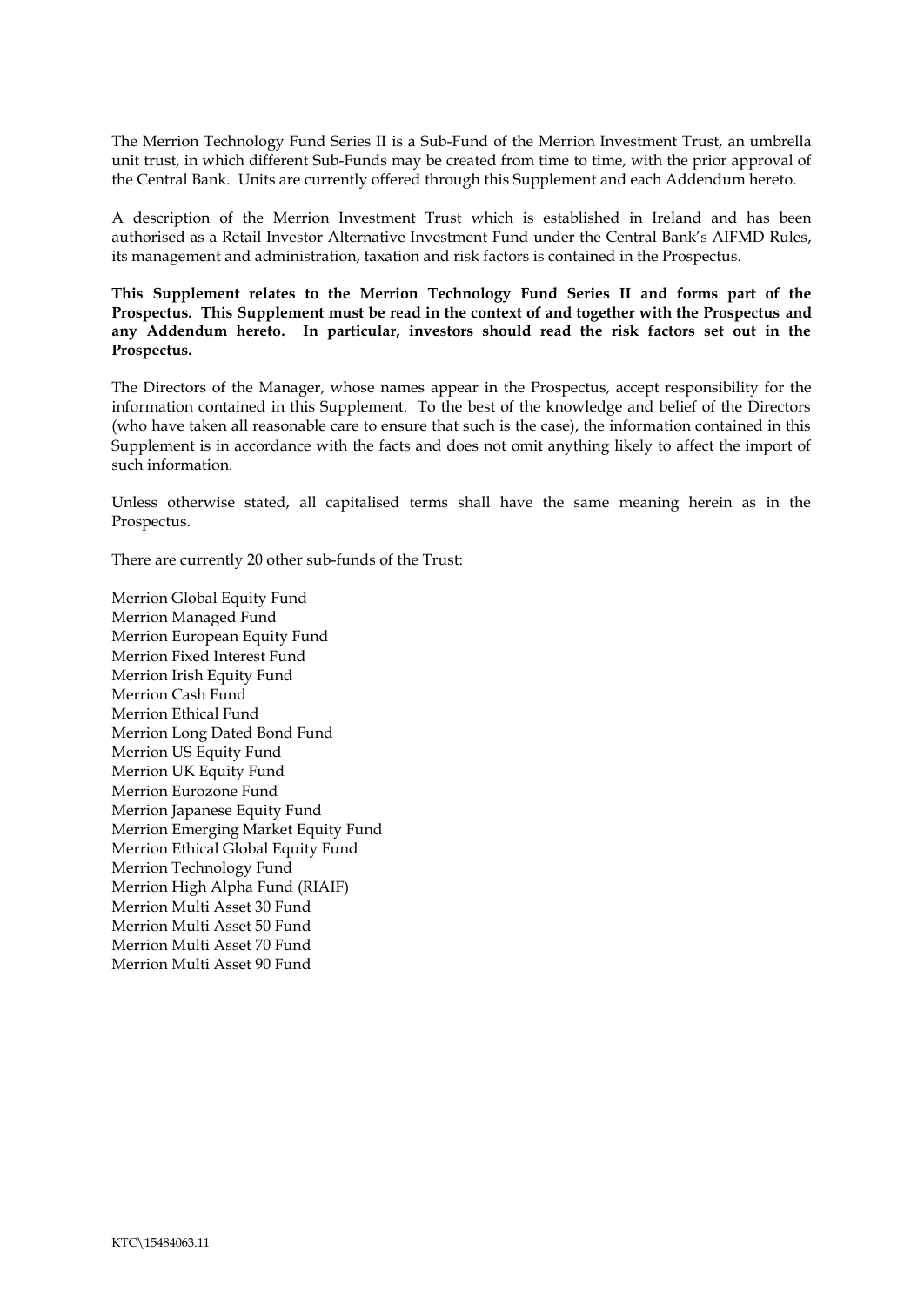The Merrion Technology Fund Series II is a Sub-Fund of the Merrion Investment Trust, an umbrella unit trust, in which different Sub-Funds may be created from time to time, with the prior approval of the Central Bank. Units are currently offered through this Supplement and each Addendum hereto.

A description of the Merrion Investment Trust which is established in Ireland and has been authorised as a Retail Investor Alternative Investment Fund under the Central Bank's AIFMD Rules, its management and administration, taxation and risk factors is contained in the Prospectus.

**This Supplement relates to the Merrion Technology Fund Series II and forms part of the Prospectus. This Supplement must be read in the context of and together with the Prospectus and any Addendum hereto. In particular, investors should read the risk factors set out in the Prospectus.**

The Directors of the Manager, whose names appear in the Prospectus, accept responsibility for the information contained in this Supplement. To the best of the knowledge and belief of the Directors (who have taken all reasonable care to ensure that such is the case), the information contained in this Supplement is in accordance with the facts and does not omit anything likely to affect the import of such information.

Unless otherwise stated, all capitalised terms shall have the same meaning herein as in the Prospectus.

There are currently 20 other sub-funds of the Trust:

Merrion Global Equity Fund
Merrion Managed Fund
Merrion European Equity Fund
Merrion Fixed Interest Fund
Merrion Irish Equity Fund
Merrion Cash Fund
Merrion Ethical Fund
Merrion Long Dated Bond Fund
Merrion US Equity Fund
Merrion UK Equity Fund
Merrion Eurozone Fund
Merrion Japanese Equity Fund
Merrion Emerging Market Equity Fund
Merrion Ethical Global Equity Fund
Merrion Technology Fund
Merrion High Alpha Fund (RIAIF)
Merrion Multi Asset 30 Fund
Merrion Multi Asset 50 Fund
Merrion Multi Asset 70 Fund
Merrion Multi Asset 90 Fund

KTC\15484063.11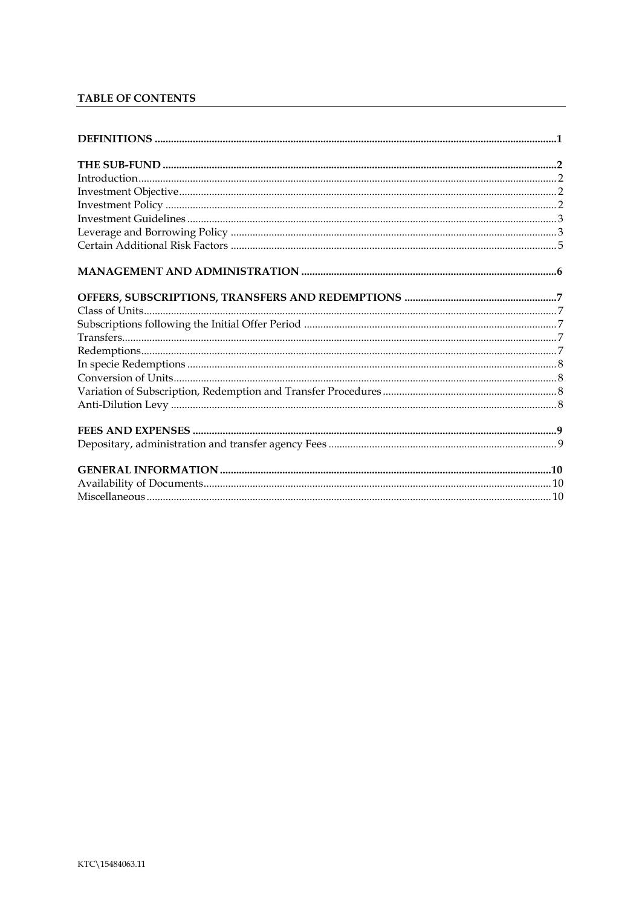**TABLE OF CONTENTS**

| | |
|---|---|
| **DEFINITIONS** | **1** |
| **THE SUB-FUND** | **2** |
| Introduction | 2 |
| Investment Objective | 2 |
| Investment Policy | 2 |
| Investment Guidelines | 3 |
| Leverage and Borrowing Policy | 3 |
| Certain Additional Risk Factors | 5 |
| **MANAGEMENT AND ADMINISTRATION** | **6** |
| **OFFERS, SUBSCRIPTIONS, TRANSFERS AND REDEMPTIONS** | **7** |
| Class of Units | 7 |
| Subscriptions following the Initial Offer Period | 7 |
| Transfers | 7 |
| Redemptions | 7 |
| In specie Redemptions | 8 |
| Conversion of Units | 8 |
| Variation of Subscription, Redemption and Transfer Procedures | 8 |
| Anti-Dilution Levy | 8 |
| **FEES AND EXPENSES** | **9** |
| Depositary, administration and transfer agency Fees | 9 |
| **GENERAL INFORMATION** | **10** |
| Availability of Documents | 10 |
| Miscellaneous | 10 |

KTC\15484063.11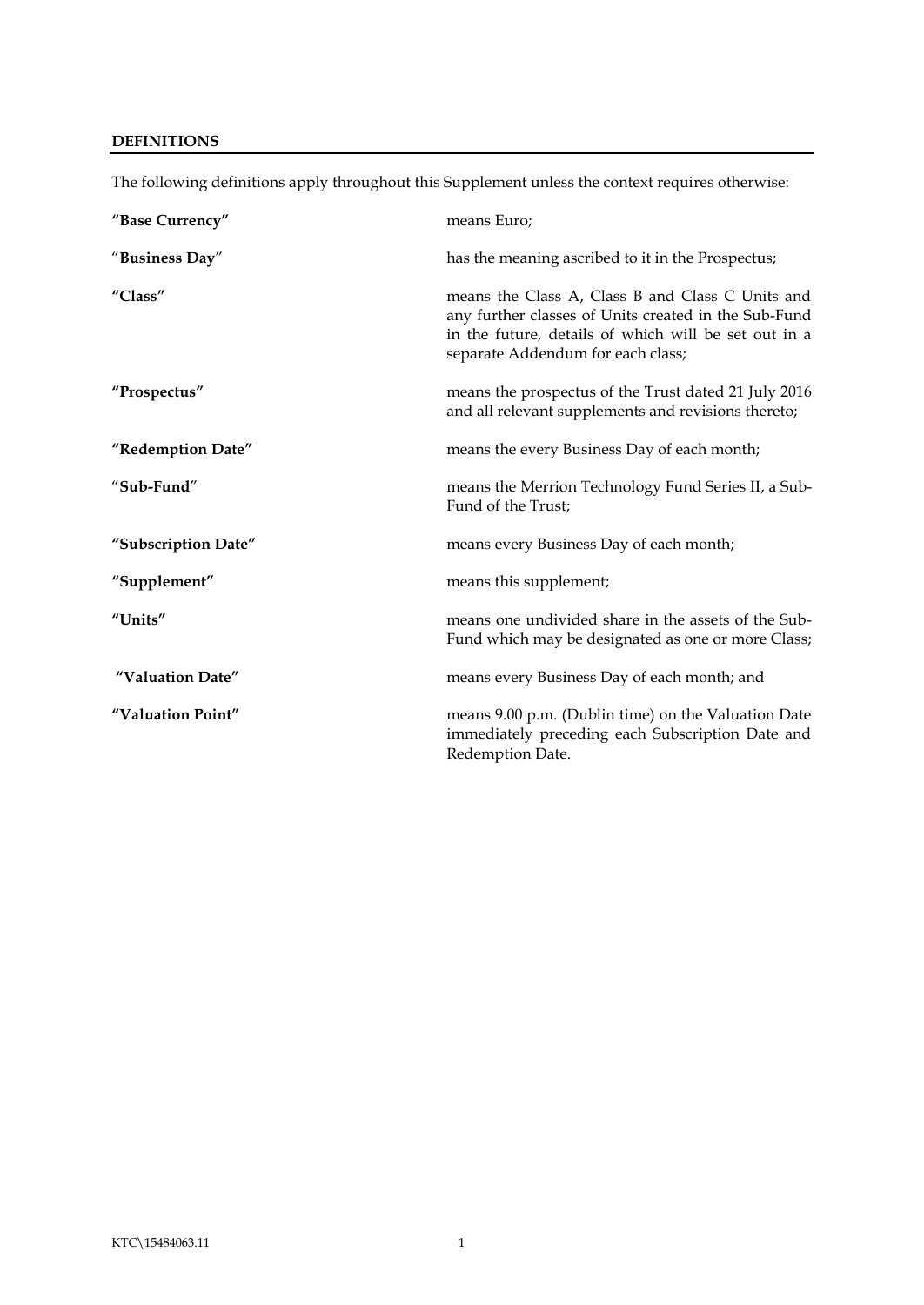## DEFINITIONS

The following definitions apply throughout this Supplement unless the context requires otherwise:

| | |
|---|---|
| **"Base Currency"** | means Euro; |
| **"Business Day"** | has the meaning ascribed to it in the Prospectus; |
| **"Class"** | means the Class A, Class B and Class C Units and any further classes of Units created in the Sub-Fund in the future, details of which will be set out in a separate Addendum for each class; |
| **"Prospectus"** | means the prospectus of the Trust dated 21 July 2016 and all relevant supplements and revisions thereto; |
| **"Redemption Date"** | means the every Business Day of each month; |
| **"Sub-Fund"** | means the Merrion Technology Fund Series II, a Sub-Fund of the Trust; |
| **"Subscription Date"** | means every Business Day of each month; |
| **"Supplement"** | means this supplement; |
| **"Units"** | means one undivided share in the assets of the Sub-Fund which may be designated as one or more Class; |
| **"Valuation Date"** | means every Business Day of each month; and |
| **"Valuation Point"** | means 9.00 p.m. (Dublin time) on the Valuation Date immediately preceding each Subscription Date and Redemption Date. |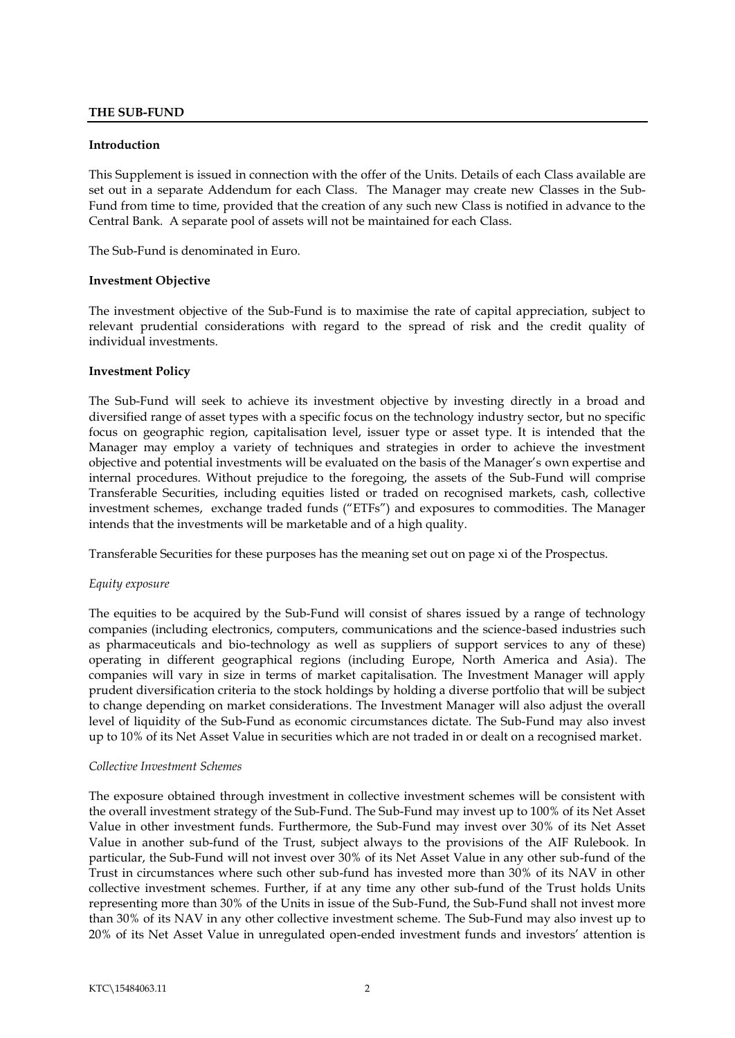## THE SUB-FUND

### Introduction

This Supplement is issued in connection with the offer of the Units. Details of each Class available are set out in a separate Addendum for each Class. The Manager may create new Classes in the Sub-Fund from time to time, provided that the creation of any such new Class is notified in advance to the Central Bank. A separate pool of assets will not be maintained for each Class.

The Sub-Fund is denominated in Euro.

### Investment Objective

The investment objective of the Sub-Fund is to maximise the rate of capital appreciation, subject to relevant prudential considerations with regard to the spread of risk and the credit quality of individual investments.

### Investment Policy

The Sub-Fund will seek to achieve its investment objective by investing directly in a broad and diversified range of asset types with a specific focus on the technology industry sector, but no specific focus on geographic region, capitalisation level, issuer type or asset type. It is intended that the Manager may employ a variety of techniques and strategies in order to achieve the investment objective and potential investments will be evaluated on the basis of the Manager's own expertise and internal procedures. Without prejudice to the foregoing, the assets of the Sub-Fund will comprise Transferable Securities, including equities listed or traded on recognised markets, cash, collective investment schemes, exchange traded funds ("ETFs") and exposures to commodities. The Manager intends that the investments will be marketable and of a high quality.

Transferable Securities for these purposes has the meaning set out on page xi of the Prospectus.

*Equity exposure*

The equities to be acquired by the Sub-Fund will consist of shares issued by a range of technology companies (including electronics, computers, communications and the science-based industries such as pharmaceuticals and bio-technology as well as suppliers of support services to any of these) operating in different geographical regions (including Europe, North America and Asia). The companies will vary in size in terms of market capitalisation. The Investment Manager will apply prudent diversification criteria to the stock holdings by holding a diverse portfolio that will be subject to change depending on market considerations. The Investment Manager will also adjust the overall level of liquidity of the Sub-Fund as economic circumstances dictate. The Sub-Fund may also invest up to 10% of its Net Asset Value in securities which are not traded in or dealt on a recognised market.

*Collective Investment Schemes*

The exposure obtained through investment in collective investment schemes will be consistent with the overall investment strategy of the Sub-Fund. The Sub-Fund may invest up to 100% of its Net Asset Value in other investment funds. Furthermore, the Sub-Fund may invest over 30% of its Net Asset Value in another sub-fund of the Trust, subject always to the provisions of the AIF Rulebook. In particular, the Sub-Fund will not invest over 30% of its Net Asset Value in any other sub-fund of the Trust in circumstances where such other sub-fund has invested more than 30% of its NAV in other collective investment schemes. Further, if at any time any other sub-fund of the Trust holds Units representing more than 30% of the Units in issue of the Sub-Fund, the Sub-Fund shall not invest more than 30% of its NAV in any other collective investment scheme. The Sub-Fund may also invest up to 20% of its Net Asset Value in unregulated open-ended investment funds and investors' attention is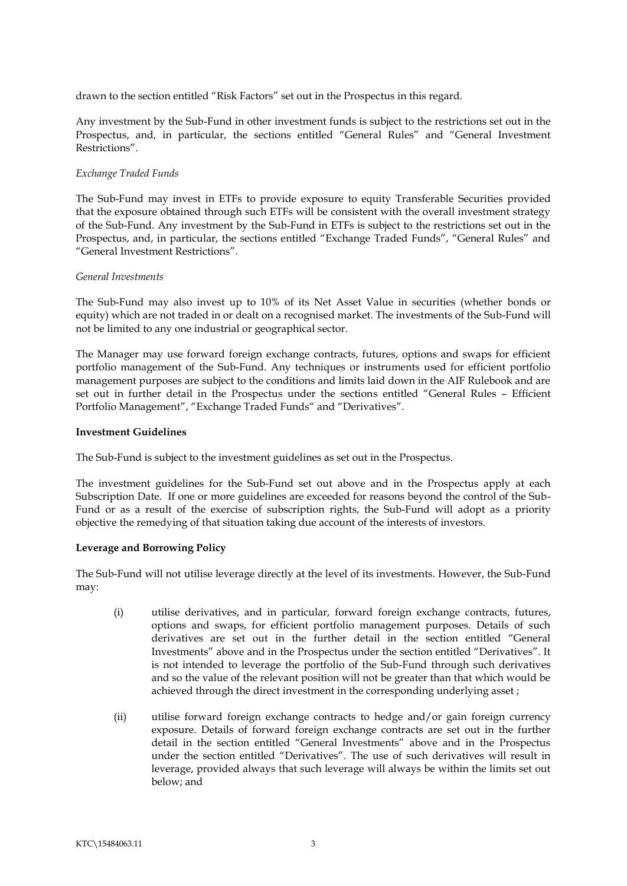drawn to the section entitled "Risk Factors" set out in the Prospectus in this regard.

Any investment by the Sub-Fund in other investment funds is subject to the restrictions set out in the Prospectus, and, in particular, the sections entitled "General Rules" and "General Investment Restrictions".

*Exchange Traded Funds*

The Sub-Fund may invest in ETFs to provide exposure to equity Transferable Securities provided that the exposure obtained through such ETFs will be consistent with the overall investment strategy of the Sub-Fund. Any investment by the Sub-Fund in ETFs is subject to the restrictions set out in the Prospectus, and, in particular, the sections entitled "Exchange Traded Funds", "General Rules" and "General Investment Restrictions".

*General Investments*

The Sub-Fund may also invest up to 10% of its Net Asset Value in securities (whether bonds or equity) which are not traded in or dealt on a recognised market. The investments of the Sub-Fund will not be limited to any one industrial or geographical sector.

The Manager may use forward foreign exchange contracts, futures, options and swaps for efficient portfolio management of the Sub-Fund. Any techniques or instruments used for efficient portfolio management purposes are subject to the conditions and limits laid down in the AIF Rulebook and are set out in further detail in the Prospectus under the sections entitled "General Rules – Efficient Portfolio Management", "Exchange Traded Funds" and "Derivatives".

**Investment Guidelines**

The Sub-Fund is subject to the investment guidelines as set out in the Prospectus.

The investment guidelines for the Sub-Fund set out above and in the Prospectus apply at each Subscription Date. If one or more guidelines are exceeded for reasons beyond the control of the Sub-Fund or as a result of the exercise of subscription rights, the Sub-Fund will adopt as a priority objective the remedying of that situation taking due account of the interests of investors.

**Leverage and Borrowing Policy**

The Sub-Fund will not utilise leverage directly at the level of its investments. However, the Sub-Fund may:

(i) utilise derivatives, and in particular, forward foreign exchange contracts, futures, options and swaps, for efficient portfolio management purposes. Details of such derivatives are set out in the further detail in the section entitled "General Investments" above and in the Prospectus under the section entitled "Derivatives". It is not intended to leverage the portfolio of the Sub-Fund through such derivatives and so the value of the relevant position will not be greater than that which would be achieved through the direct investment in the corresponding underlying asset ;

(ii) utilise forward foreign exchange contracts to hedge and/or gain foreign currency exposure. Details of forward foreign exchange contracts are set out in the further detail in the section entitled "General Investments" above and in the Prospectus under the section entitled "Derivatives". The use of such derivatives will result in leverage, provided always that such leverage will always be within the limits set out below; and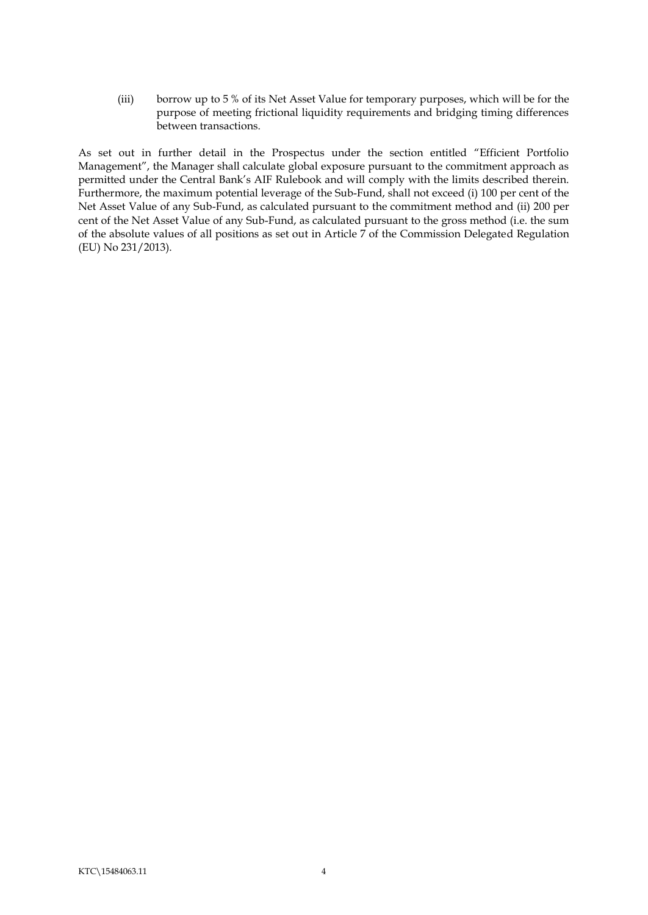(iii) borrow up to 5 % of its Net Asset Value for temporary purposes, which will be for the purpose of meeting frictional liquidity requirements and bridging timing differences between transactions.

As set out in further detail in the Prospectus under the section entitled "Efficient Portfolio Management", the Manager shall calculate global exposure pursuant to the commitment approach as permitted under the Central Bank's AIF Rulebook and will comply with the limits described therein. Furthermore, the maximum potential leverage of the Sub-Fund, shall not exceed (i) 100 per cent of the Net Asset Value of any Sub-Fund, as calculated pursuant to the commitment method and (ii) 200 per cent of the Net Asset Value of any Sub-Fund, as calculated pursuant to the gross method (i.e. the sum of the absolute values of all positions as set out in Article 7 of the Commission Delegated Regulation (EU) No 231/2013).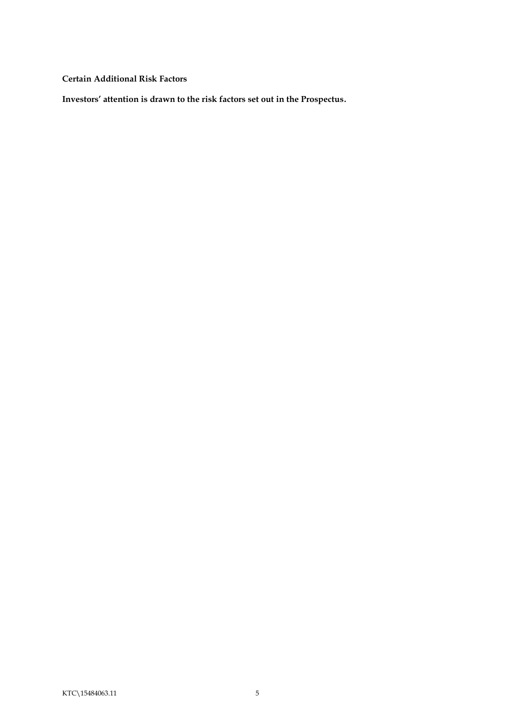**Certain Additional Risk Factors**

**Investors' attention is drawn to the risk factors set out in the Prospectus.**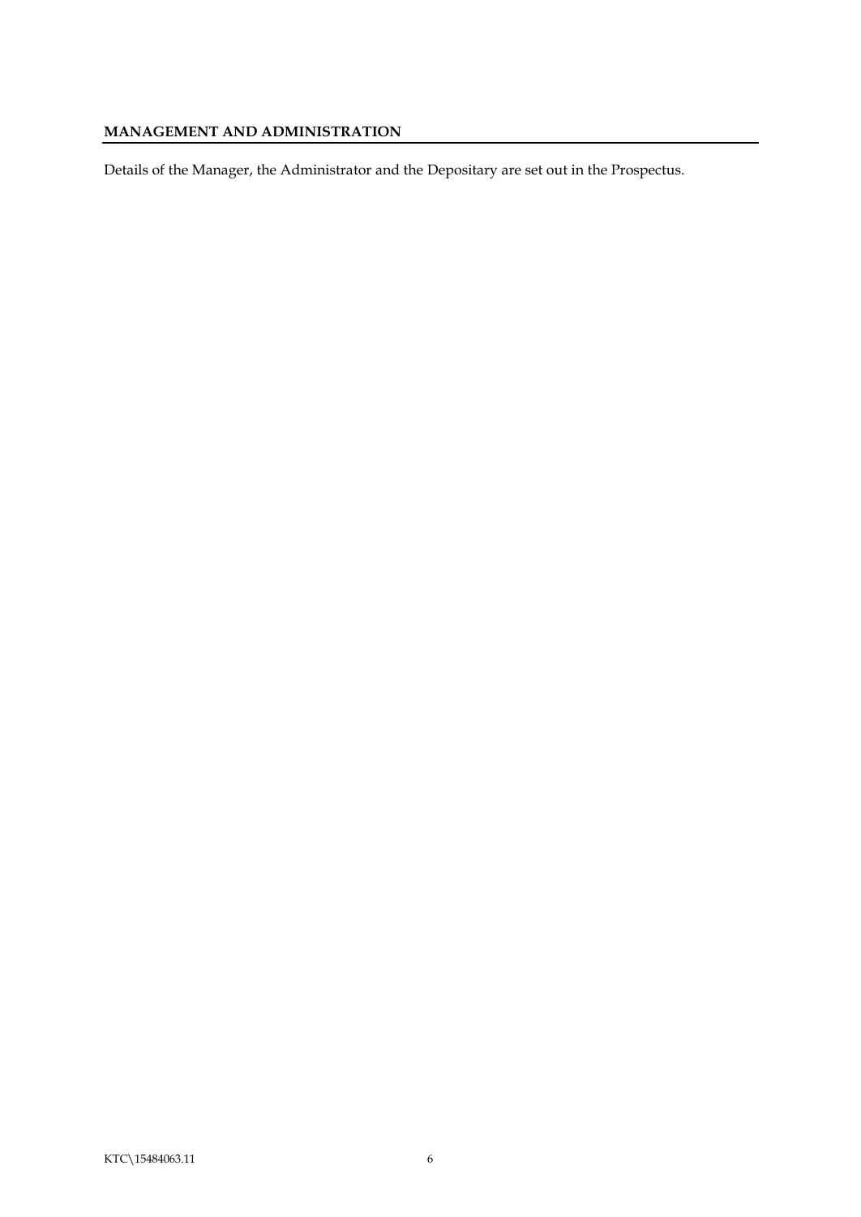## MANAGEMENT AND ADMINISTRATION

Details of the Manager, the Administrator and the Depositary are set out in the Prospectus.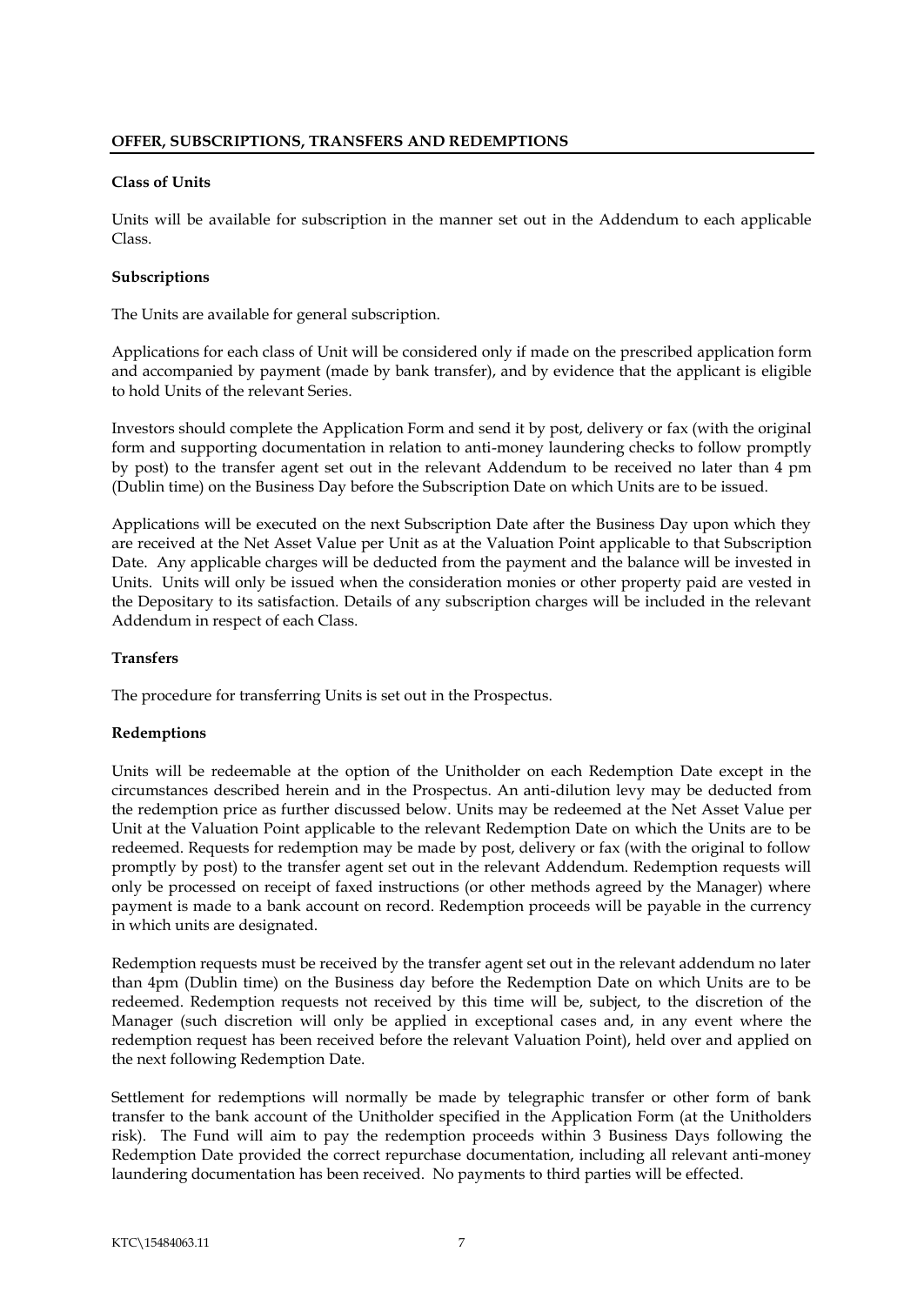## OFFER, SUBSCRIPTIONS, TRANSFERS AND REDEMPTIONS

### Class of Units

Units will be available for subscription in the manner set out in the Addendum to each applicable Class.

### Subscriptions

The Units are available for general subscription.

Applications for each class of Unit will be considered only if made on the prescribed application form and accompanied by payment (made by bank transfer), and by evidence that the applicant is eligible to hold Units of the relevant Series.

Investors should complete the Application Form and send it by post, delivery or fax (with the original form and supporting documentation in relation to anti-money laundering checks to follow promptly by post) to the transfer agent set out in the relevant Addendum to be received no later than 4 pm (Dublin time) on the Business Day before the Subscription Date on which Units are to be issued.

Applications will be executed on the next Subscription Date after the Business Day upon which they are received at the Net Asset Value per Unit as at the Valuation Point applicable to that Subscription Date. Any applicable charges will be deducted from the payment and the balance will be invested in Units. Units will only be issued when the consideration monies or other property paid are vested in the Depositary to its satisfaction. Details of any subscription charges will be included in the relevant Addendum in respect of each Class.

### Transfers

The procedure for transferring Units is set out in the Prospectus.

### Redemptions

Units will be redeemable at the option of the Unitholder on each Redemption Date except in the circumstances described herein and in the Prospectus. An anti-dilution levy may be deducted from the redemption price as further discussed below. Units may be redeemed at the Net Asset Value per Unit at the Valuation Point applicable to the relevant Redemption Date on which the Units are to be redeemed. Requests for redemption may be made by post, delivery or fax (with the original to follow promptly by post) to the transfer agent set out in the relevant Addendum. Redemption requests will only be processed on receipt of faxed instructions (or other methods agreed by the Manager) where payment is made to a bank account on record. Redemption proceeds will be payable in the currency in which units are designated.

Redemption requests must be received by the transfer agent set out in the relevant addendum no later than 4pm (Dublin time) on the Business day before the Redemption Date on which Units are to be redeemed. Redemption requests not received by this time will be, subject, to the discretion of the Manager (such discretion will only be applied in exceptional cases and, in any event where the redemption request has been received before the relevant Valuation Point), held over and applied on the next following Redemption Date.

Settlement for redemptions will normally be made by telegraphic transfer or other form of bank transfer to the bank account of the Unitholder specified in the Application Form (at the Unitholders risk). The Fund will aim to pay the redemption proceeds within 3 Business Days following the Redemption Date provided the correct repurchase documentation, including all relevant anti-money laundering documentation has been received. No payments to third parties will be effected.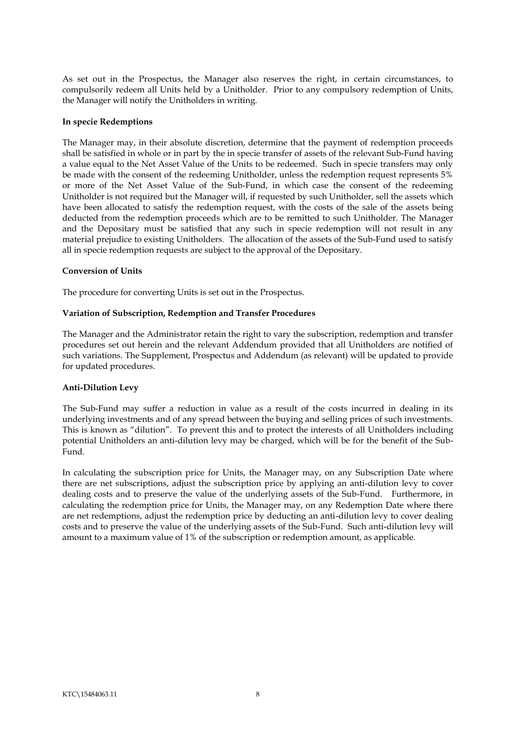As set out in the Prospectus, the Manager also reserves the right, in certain circumstances, to compulsorily redeem all Units held by a Unitholder. Prior to any compulsory redemption of Units, the Manager will notify the Unitholders in writing.

**In specie Redemptions**

The Manager may, in their absolute discretion, determine that the payment of redemption proceeds shall be satisfied in whole or in part by the in specie transfer of assets of the relevant Sub-Fund having a value equal to the Net Asset Value of the Units to be redeemed. Such in specie transfers may only be made with the consent of the redeeming Unitholder, unless the redemption request represents 5% or more of the Net Asset Value of the Sub-Fund, in which case the consent of the redeeming Unitholder is not required but the Manager will, if requested by such Unitholder, sell the assets which have been allocated to satisfy the redemption request, with the costs of the sale of the assets being deducted from the redemption proceeds which are to be remitted to such Unitholder. The Manager and the Depositary must be satisfied that any such in specie redemption will not result in any material prejudice to existing Unitholders. The allocation of the assets of the Sub-Fund used to satisfy all in specie redemption requests are subject to the approval of the Depositary.

**Conversion of Units**

The procedure for converting Units is set out in the Prospectus.

**Variation of Subscription, Redemption and Transfer Procedures**

The Manager and the Administrator retain the right to vary the subscription, redemption and transfer procedures set out herein and the relevant Addendum provided that all Unitholders are notified of such variations. The Supplement, Prospectus and Addendum (as relevant) will be updated to provide for updated procedures.

**Anti-Dilution Levy**

The Sub-Fund may suffer a reduction in value as a result of the costs incurred in dealing in its underlying investments and of any spread between the buying and selling prices of such investments. This is known as "dilution". To prevent this and to protect the interests of all Unitholders including potential Unitholders an anti-dilution levy may be charged, which will be for the benefit of the Sub-Fund.

In calculating the subscription price for Units, the Manager may, on any Subscription Date where there are net subscriptions, adjust the subscription price by applying an anti-dilution levy to cover dealing costs and to preserve the value of the underlying assets of the Sub-Fund. Furthermore, in calculating the redemption price for Units, the Manager may, on any Redemption Date where there are net redemptions, adjust the redemption price by deducting an anti-dilution levy to cover dealing costs and to preserve the value of the underlying assets of the Sub-Fund. Such anti-dilution levy will amount to a maximum value of 1% of the subscription or redemption amount, as applicable.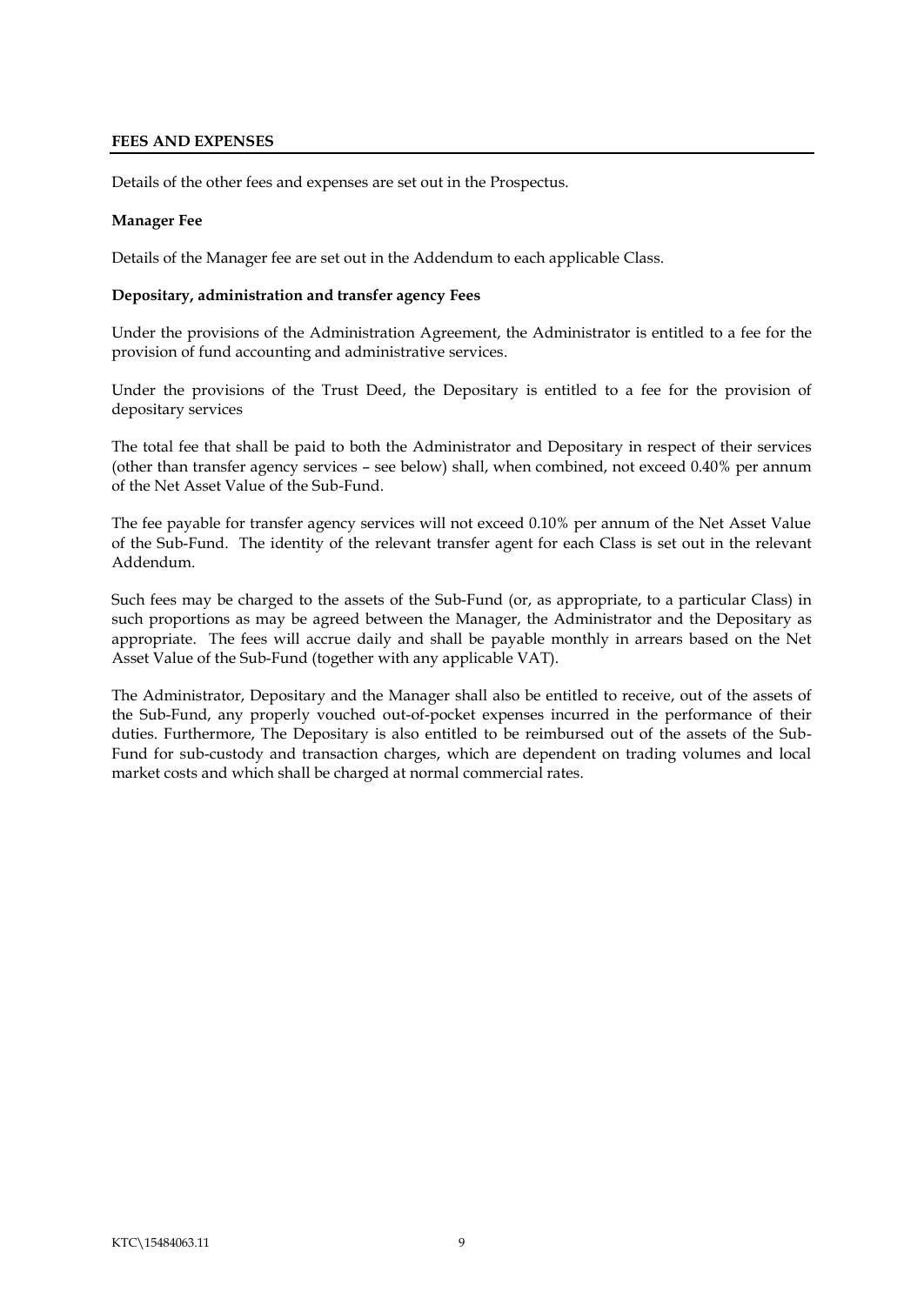## FEES AND EXPENSES

Details of the other fees and expenses are set out in the Prospectus.

**Manager Fee**

Details of the Manager fee are set out in the Addendum to each applicable Class.

**Depositary, administration and transfer agency Fees**

Under the provisions of the Administration Agreement, the Administrator is entitled to a fee for the provision of fund accounting and administrative services.

Under the provisions of the Trust Deed, the Depositary is entitled to a fee for the provision of depositary services

The total fee that shall be paid to both the Administrator and Depositary in respect of their services (other than transfer agency services – see below) shall, when combined, not exceed 0.40% per annum of the Net Asset Value of the Sub-Fund.

The fee payable for transfer agency services will not exceed 0.10% per annum of the Net Asset Value of the Sub-Fund. The identity of the relevant transfer agent for each Class is set out in the relevant Addendum.

Such fees may be charged to the assets of the Sub-Fund (or, as appropriate, to a particular Class) in such proportions as may be agreed between the Manager, the Administrator and the Depositary as appropriate. The fees will accrue daily and shall be payable monthly in arrears based on the Net Asset Value of the Sub-Fund (together with any applicable VAT).

The Administrator, Depositary and the Manager shall also be entitled to receive, out of the assets of the Sub-Fund, any properly vouched out-of-pocket expenses incurred in the performance of their duties. Furthermore, The Depositary is also entitled to be reimbursed out of the assets of the Sub-Fund for sub-custody and transaction charges, which are dependent on trading volumes and local market costs and which shall be charged at normal commercial rates.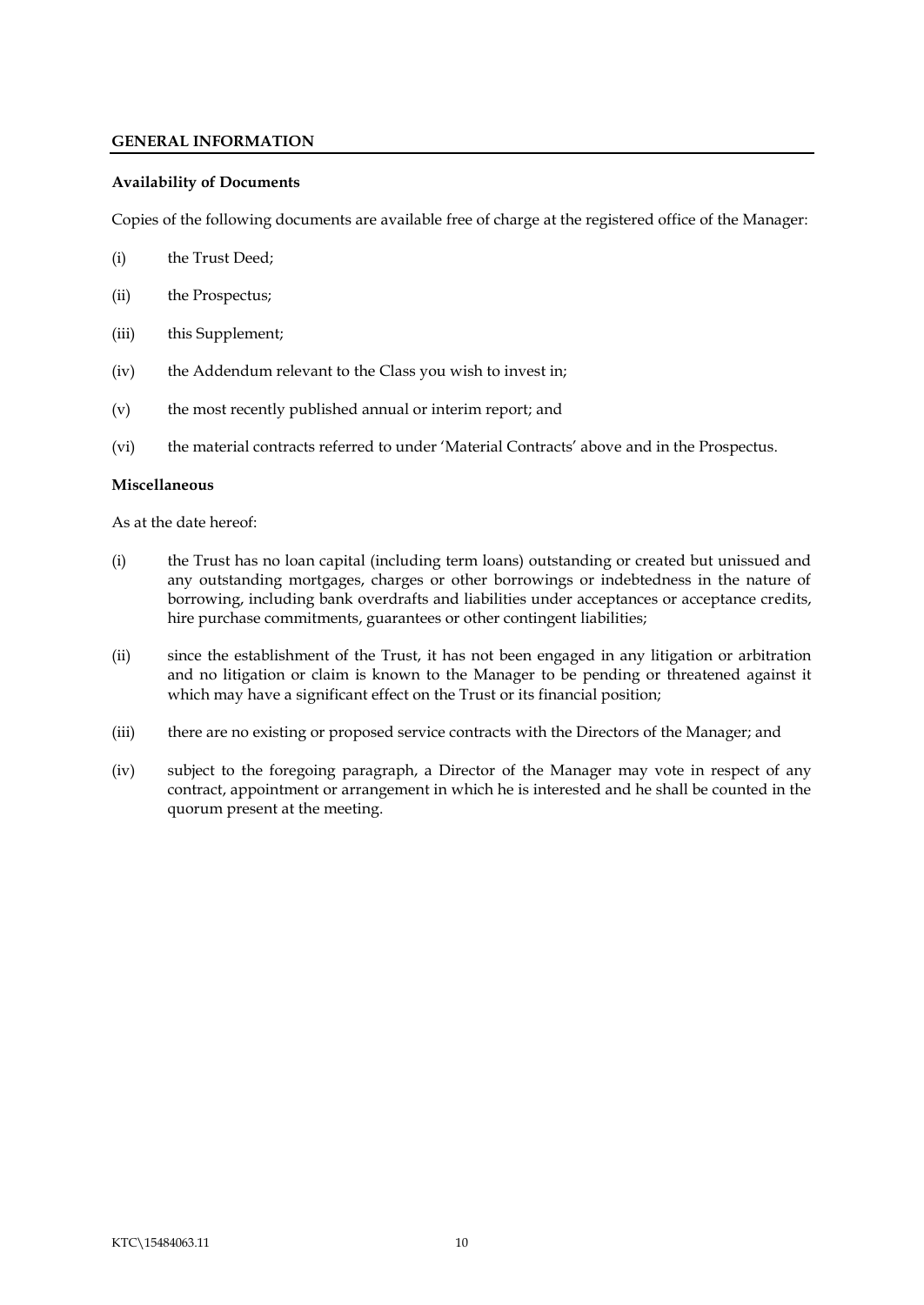## GENERAL INFORMATION

### Availability of Documents

Copies of the following documents are available free of charge at the registered office of the Manager:

(i) the Trust Deed;

(ii) the Prospectus;

(iii) this Supplement;

(iv) the Addendum relevant to the Class you wish to invest in;

(v) the most recently published annual or interim report; and

(vi) the material contracts referred to under 'Material Contracts' above and in the Prospectus.

### Miscellaneous

As at the date hereof:

(i) the Trust has no loan capital (including term loans) outstanding or created but unissued and any outstanding mortgages, charges or other borrowings or indebtedness in the nature of borrowing, including bank overdrafts and liabilities under acceptances or acceptance credits, hire purchase commitments, guarantees or other contingent liabilities;

(ii) since the establishment of the Trust, it has not been engaged in any litigation or arbitration and no litigation or claim is known to the Manager to be pending or threatened against it which may have a significant effect on the Trust or its financial position;

(iii) there are no existing or proposed service contracts with the Directors of the Manager; and

(iv) subject to the foregoing paragraph, a Director of the Manager may vote in respect of any contract, appointment or arrangement in which he is interested and he shall be counted in the quorum present at the meeting.